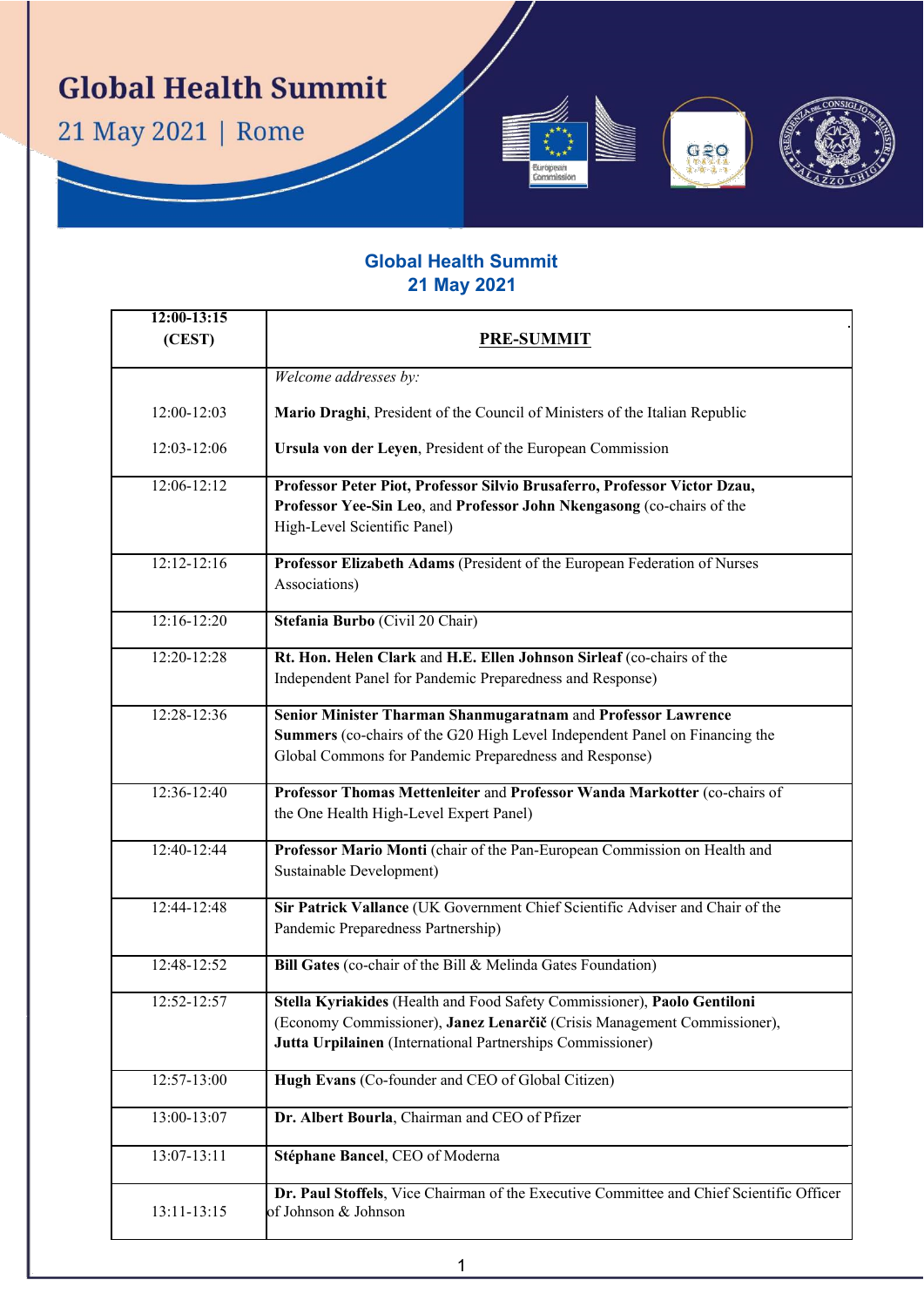# Global Health Summit

21 May 2021 | Rome

## Global Health Summit
## 21 May 2021

| 12:00-13:15 (CEST) | **PRE-SUMMIT** |
|---|---|
| | *Welcome addresses by:* |
| 12:00-12:03 | **Mario Draghi**, President of the Council of Ministers of the Italian Republic |
| 12:03-12:06 | **Ursula von der Leyen**, President of the European Commission |
| 12:06-12:12 | **Professor Peter Piot, Professor Silvio Brusaferro, Professor Victor Dzau, Professor Yee-Sin Leo**, and **Professor John Nkengasong** (co-chairs of the High-Level Scientific Panel) |
| 12:12-12:16 | **Professor Elizabeth Adams** (President of the European Federation of Nurses Associations) |
| 12:16-12:20 | **Stefania Burbo** (Civil 20 Chair) |
| 12:20-12:28 | **Rt. Hon. Helen Clark** and **H.E. Ellen Johnson Sirleaf** (co-chairs of the Independent Panel for Pandemic Preparedness and Response) |
| 12:28-12:36 | **Senior Minister Tharman Shanmugaratnam** and **Professor Lawrence Summers** (co-chairs of the G20 High Level Independent Panel on Financing the Global Commons for Pandemic Preparedness and Response) |
| 12:36-12:40 | **Professor Thomas Mettenleiter** and **Professor Wanda Markotter** (co-chairs of the One Health High-Level Expert Panel) |
| 12:40-12:44 | **Professor Mario Monti** (chair of the Pan-European Commission on Health and Sustainable Development) |
| 12:44-12:48 | **Sir Patrick Vallance** (UK Government Chief Scientific Adviser and Chair of the Pandemic Preparedness Partnership) |
| 12:48-12:52 | **Bill Gates** (co-chair of the Bill & Melinda Gates Foundation) |
| 12:52-12:57 | **Stella Kyriakides** (Health and Food Safety Commissioner), **Paolo Gentiloni** (Economy Commissioner), **Janez Lenarčič** (Crisis Management Commissioner), **Jutta Urpilainen** (International Partnerships Commissioner) |
| 12:57-13:00 | **Hugh Evans** (Co-founder and CEO of Global Citizen) |
| 13:00-13:07 | **Dr. Albert Bourla**, Chairman and CEO of Pfizer |
| 13:07-13:11 | **Stéphane Bancel**, CEO of Moderna |
| 13:11-13:15 | **Dr. Paul Stoffels**, Vice Chairman of the Executive Committee and Chief Scientific Officer of Johnson & Johnson |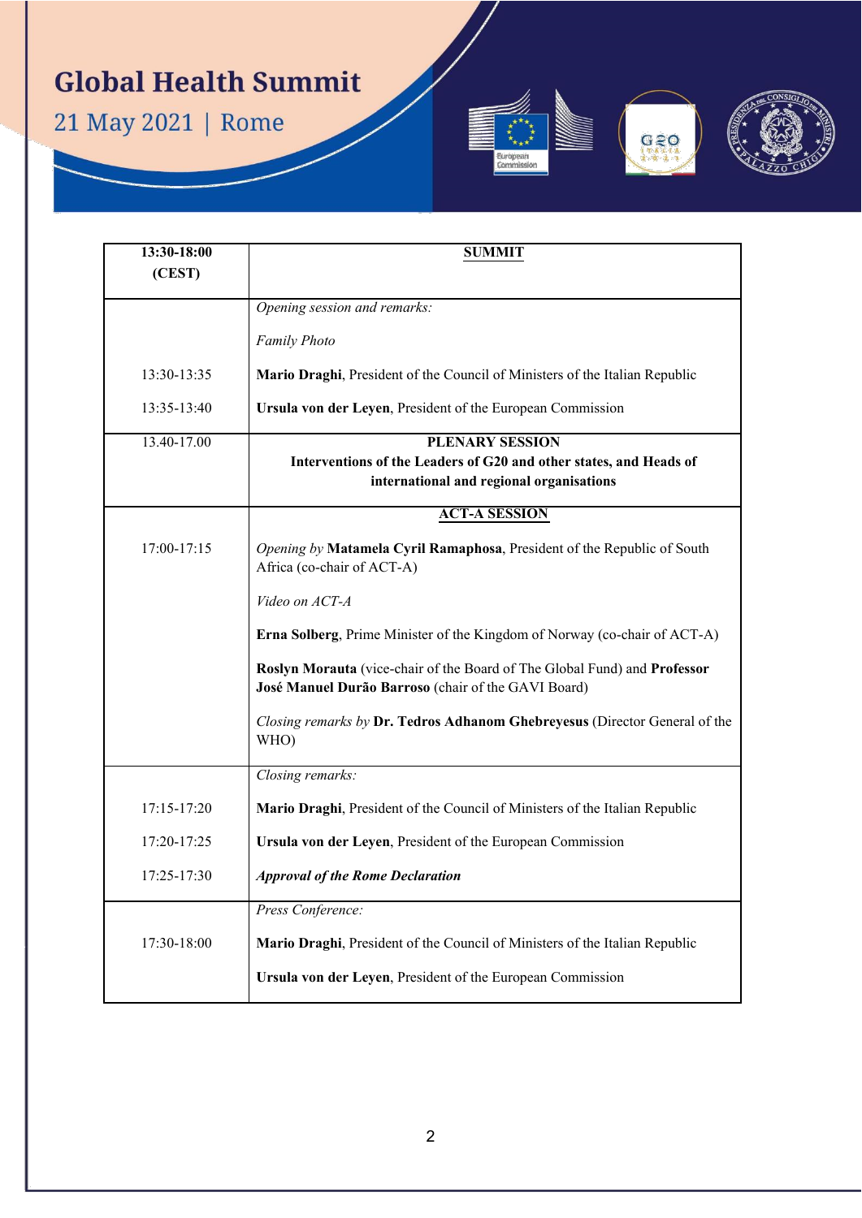# Global Health Summit

21 May 2021 | Rome

| | |
|---|---|
| **13:30-18:00 (CEST)** | **SUMMIT** |
| | *Opening session and remarks:* |
| | *Family Photo* |
| 13:30-13:35 | **Mario Draghi**, President of the Council of Ministers of the Italian Republic |
| 13:35-13:40 | **Ursula von der Leyen**, President of the European Commission |
| 13.40-17.00 | **PLENARY SESSION** **Interventions of the Leaders of G20 and other states, and Heads of international and regional organisations** |
| | **ACT-A SESSION** |
| 17:00-17:15 | *Opening by* **Matamela Cyril Ramaphosa**, President of the Republic of South Africa (co-chair of ACT-A) |
| | *Video on ACT-A* |
| | **Erna Solberg**, Prime Minister of the Kingdom of Norway (co-chair of ACT-A) |
| | **Roslyn Morauta** (vice-chair of the Board of The Global Fund) and **Professor José Manuel Durão Barroso** (chair of the GAVI Board) |
| | *Closing remarks by* **Dr. Tedros Adhanom Ghebreyesus** (Director General of the WHO) |
| | *Closing remarks:* |
| 17:15-17:20 | **Mario Draghi**, President of the Council of Ministers of the Italian Republic |
| 17:20-17:25 | **Ursula von der Leyen**, President of the European Commission |
| 17:25-17:30 | ***Approval of the Rome Declaration*** |
| | *Press Conference:* |
| 17:30-18:00 | **Mario Draghi**, President of the Council of Ministers of the Italian Republic |
| | **Ursula von der Leyen**, President of the European Commission |